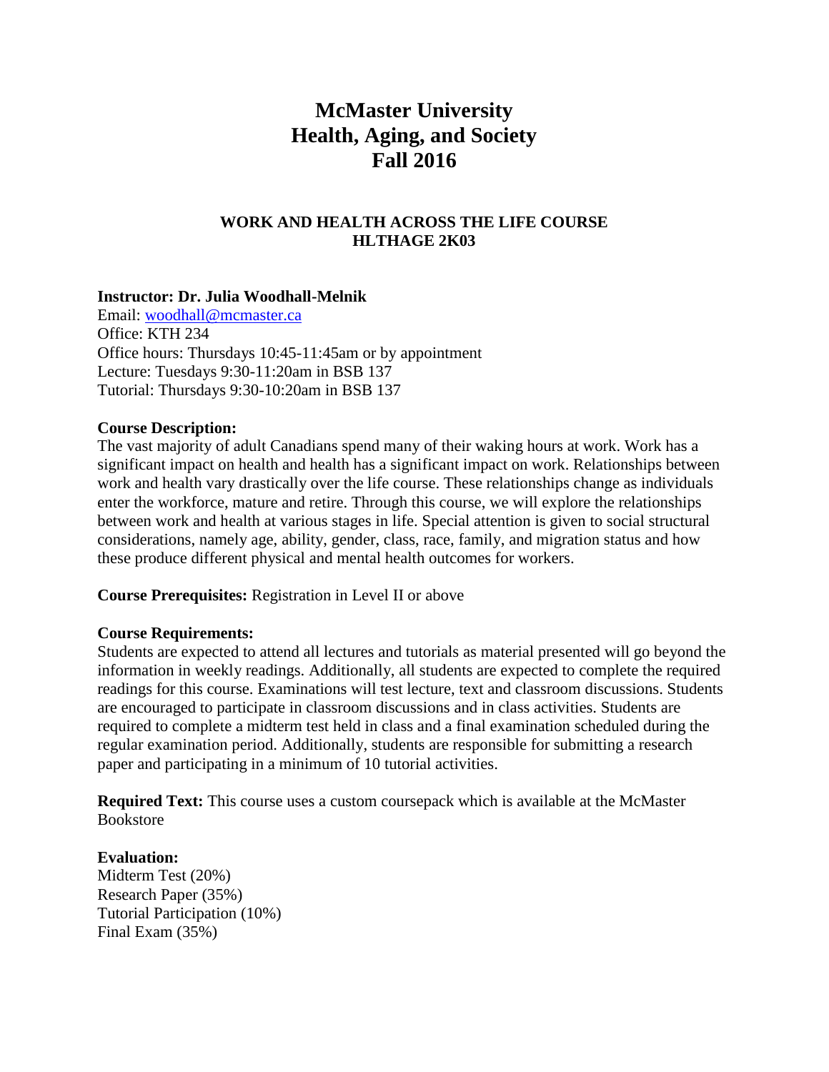# McMaster University
# Health, Aging, and Society
# Fall 2016

### WORK AND HEALTH ACROSS THE LIFE COURSE
### HLTHAGE 2K03

**Instructor: Dr. Julia Woodhall-Melnik**
Email: woodhall@mcmaster.ca
Office: KTH 234
Office hours: Thursdays 10:45-11:45am or by appointment
Lecture: Tuesdays 9:30-11:20am in BSB 137
Tutorial: Thursdays 9:30-10:20am in BSB 137

**Course Description:**
The vast majority of adult Canadians spend many of their waking hours at work. Work has a significant impact on health and health has a significant impact on work. Relationships between work and health vary drastically over the life course. These relationships change as individuals enter the workforce, mature and retire. Through this course, we will explore the relationships between work and health at various stages in life. Special attention is given to social structural considerations, namely age, ability, gender, class, race, family, and migration status and how these produce different physical and mental health outcomes for workers.

**Course Prerequisites:** Registration in Level II or above

**Course Requirements:**
Students are expected to attend all lectures and tutorials as material presented will go beyond the information in weekly readings. Additionally, all students are expected to complete the required readings for this course. Examinations will test lecture, text and classroom discussions. Students are encouraged to participate in classroom discussions and in class activities. Students are required to complete a midterm test held in class and a final examination scheduled during the regular examination period. Additionally, students are responsible for submitting a research paper and participating in a minimum of 10 tutorial activities.

**Required Text:** This course uses a custom coursepack which is available at the McMaster Bookstore

**Evaluation:**
Midterm Test (20%)
Research Paper (35%)
Tutorial Participation (10%)
Final Exam (35%)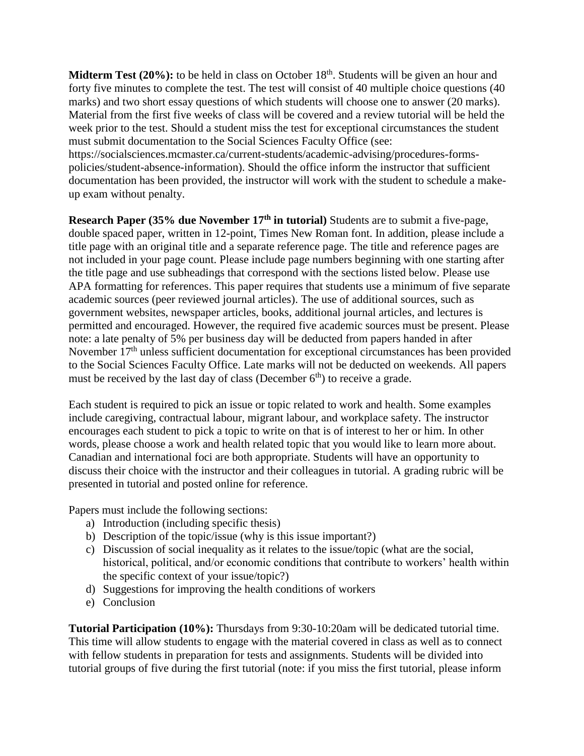**Midterm Test (20%):** to be held in class on October 18th. Students will be given an hour and forty five minutes to complete the test. The test will consist of 40 multiple choice questions (40 marks) and two short essay questions of which students will choose one to answer (20 marks). Material from the first five weeks of class will be covered and a review tutorial will be held the week prior to the test. Should a student miss the test for exceptional circumstances the student must submit documentation to the Social Sciences Faculty Office (see: https://socialsciences.mcmaster.ca/current-students/academic-advising/procedures-forms-policies/student-absence-information). Should the office inform the instructor that sufficient documentation has been provided, the instructor will work with the student to schedule a make-up exam without penalty.

**Research Paper (35% due November 17th in tutorial)** Students are to submit a five-page, double spaced paper, written in 12-point, Times New Roman font. In addition, please include a title page with an original title and a separate reference page. The title and reference pages are not included in your page count. Please include page numbers beginning with one starting after the title page and use subheadings that correspond with the sections listed below. Please use APA formatting for references. This paper requires that students use a minimum of five separate academic sources (peer reviewed journal articles). The use of additional sources, such as government websites, newspaper articles, books, additional journal articles, and lectures is permitted and encouraged. However, the required five academic sources must be present. Please note: a late penalty of 5% per business day will be deducted from papers handed in after November 17th unless sufficient documentation for exceptional circumstances has been provided to the Social Sciences Faculty Office. Late marks will not be deducted on weekends. All papers must be received by the last day of class (December 6th) to receive a grade.

Each student is required to pick an issue or topic related to work and health. Some examples include caregiving, contractual labour, migrant labour, and workplace safety. The instructor encourages each student to pick a topic to write on that is of interest to her or him. In other words, please choose a work and health related topic that you would like to learn more about. Canadian and international foci are both appropriate. Students will have an opportunity to discuss their choice with the instructor and their colleagues in tutorial. A grading rubric will be presented in tutorial and posted online for reference.

Papers must include the following sections:

a) Introduction (including specific thesis)
b) Description of the topic/issue (why is this issue important?)
c) Discussion of social inequality as it relates to the issue/topic (what are the social, historical, political, and/or economic conditions that contribute to workers' health within the specific context of your issue/topic?)
d) Suggestions for improving the health conditions of workers
e) Conclusion

**Tutorial Participation (10%):** Thursdays from 9:30-10:20am will be dedicated tutorial time. This time will allow students to engage with the material covered in class as well as to connect with fellow students in preparation for tests and assignments. Students will be divided into tutorial groups of five during the first tutorial (note: if you miss the first tutorial, please inform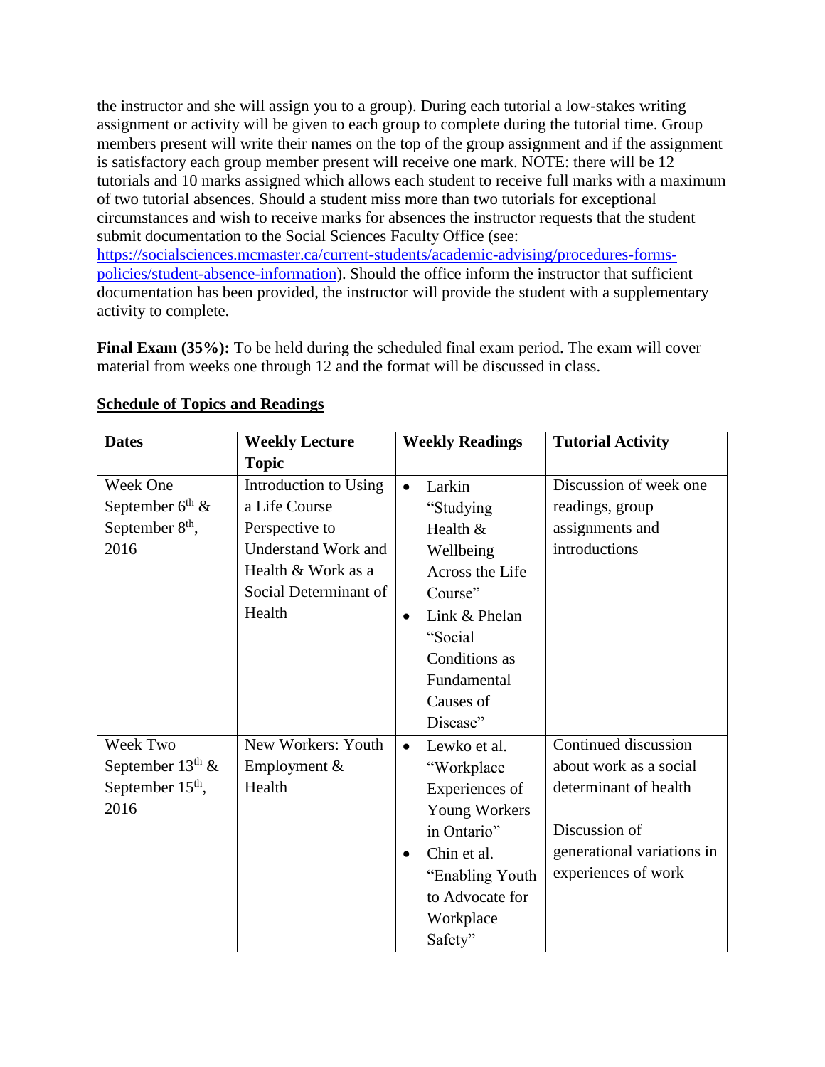the instructor and she will assign you to a group). During each tutorial a low-stakes writing assignment or activity will be given to each group to complete during the tutorial time. Group members present will write their names on the top of the group assignment and if the assignment is satisfactory each group member present will receive one mark. NOTE: there will be 12 tutorials and 10 marks assigned which allows each student to receive full marks with a maximum of two tutorial absences. Should a student miss more than two tutorials for exceptional circumstances and wish to receive marks for absences the instructor requests that the student submit documentation to the Social Sciences Faculty Office (see: https://socialsciences.mcmaster.ca/current-students/academic-advising/procedures-forms-policies/student-absence-information). Should the office inform the instructor that sufficient documentation has been provided, the instructor will provide the student with a supplementary activity to complete.

**Final Exam (35%):** To be held during the scheduled final exam period. The exam will cover material from weeks one through 12 and the format will be discussed in class.

## Schedule of Topics and Readings

| Dates | Weekly Lecture Topic | Weekly Readings | Tutorial Activity |
|---|---|---|---|
| Week One September 6th & September 8th, 2016 | Introduction to Using a Life Course Perspective to Understand Work and Health & Work as a Social Determinant of Health | • Larkin "Studying Health & Wellbeing Across the Life Course"<br>• Link & Phelan "Social Conditions as Fundamental Causes of Disease" | Discussion of week one readings, group assignments and introductions |
| Week Two September 13th & September 15th, 2016 | New Workers: Youth Employment & Health | • Lewko et al. "Workplace Experiences of Young Workers in Ontario"<br>• Chin et al. "Enabling Youth to Advocate for Workplace Safety" | Continued discussion about work as a social determinant of health<br><br>Discussion of generational variations in experiences of work |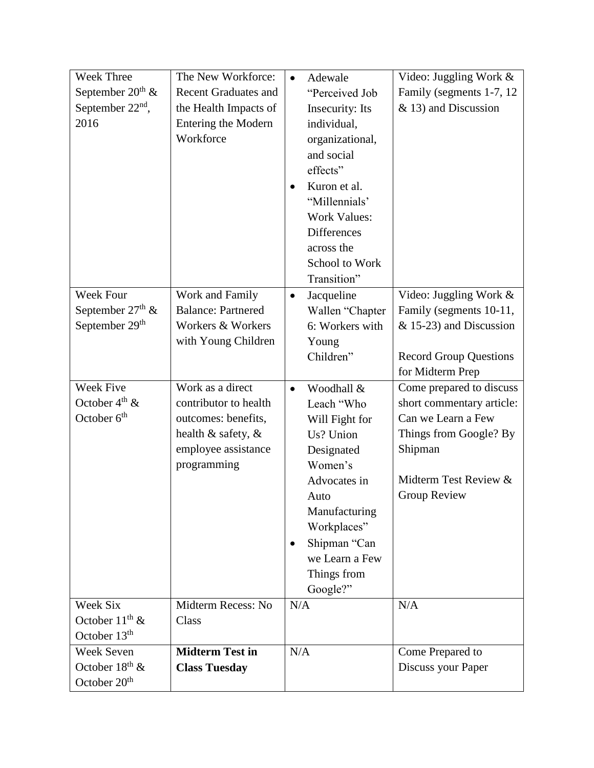| Week Three September 20th & September 22nd, 2016 | The New Workforce: Recent Graduates and the Health Impacts of Entering the Modern Workforce | • Adewale "Perceived Job Insecurity: Its individual, organizational, and social effects"<br>• Kuron et al. "Millennials' Work Values: Differences across the School to Work Transition" | Video: Juggling Work & Family (segments 1-7, 12 & 13) and Discussion |
|---|---|---|---|
| Week Four September 27th & September 29th | Work and Family Balance: Partnered Workers & Workers with Young Children | • Jacqueline Wallen "Chapter 6: Workers with Young Children" | Video: Juggling Work & Family (segments 10-11, & 15-23) and Discussion<br><br>Record Group Questions for Midterm Prep |
| Week Five October 4th & October 6th | Work as a direct contributor to health outcomes: benefits, health & safety, & employee assistance programming | • Woodhall & Leach "Who Will Fight for Us? Union Designated Women's Advocates in Auto Manufacturing Workplaces"<br>• Shipman "Can we Learn a Few Things from Google?" | Come prepared to discuss short commentary article: Can we Learn a Few Things from Google? By Shipman<br><br>Midterm Test Review & Group Review |
| Week Six October 11th & October 13th | Midterm Recess: No Class | N/A | N/A |
| Week Seven October 18th & October 20th | **Midterm Test in Class Tuesday** | N/A | Come Prepared to Discuss your Paper |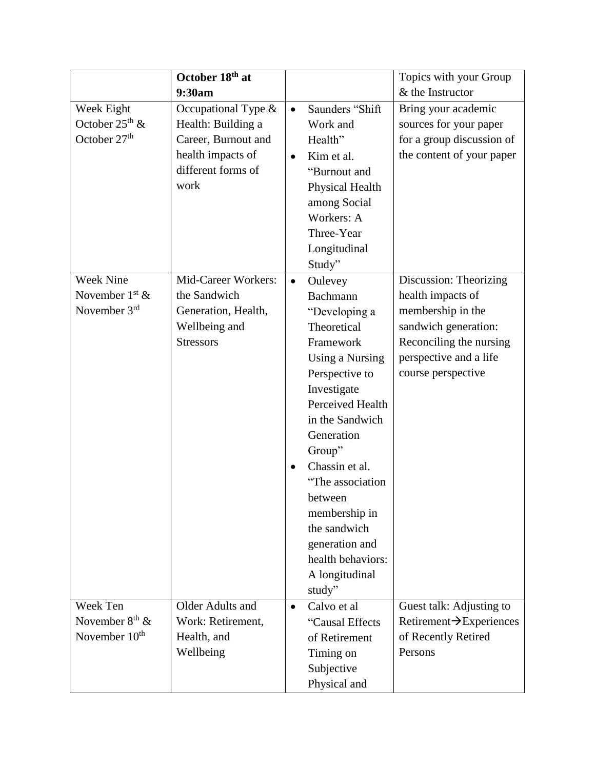| | **October 18th at 9:30am** | | Topics with your Group & the Instructor |
|---|---|---|---|
| Week Eight October 25th & October 27th | Occupational Type & Health: Building a Career, Burnout and health impacts of different forms of work | • Saunders "Shift Work and Health" • Kim et al. "Burnout and Physical Health among Social Workers: A Three-Year Longitudinal Study" | Bring your academic sources for your paper for a group discussion of the content of your paper |
| Week Nine November 1st & November 3rd | Mid-Career Workers: the Sandwich Generation, Health, Wellbeing and Stressors | • Oulevey Bachmann "Developing a Theoretical Framework Using a Nursing Perspective to Investigate Perceived Health in the Sandwich Generation Group" • Chassin et al. "The association between membership in the sandwich generation and health behaviors: A longitudinal study" | Discussion: Theorizing health impacts of membership in the sandwich generation: Reconciling the nursing perspective and a life course perspective |
| Week Ten November 8th & November 10th | Older Adults and Work: Retirement, Health, and Wellbeing | • Calvo et al "Causal Effects of Retirement Timing on Subjective Physical and | Guest talk: Adjusting to Retirement→Experiences of Recently Retired Persons |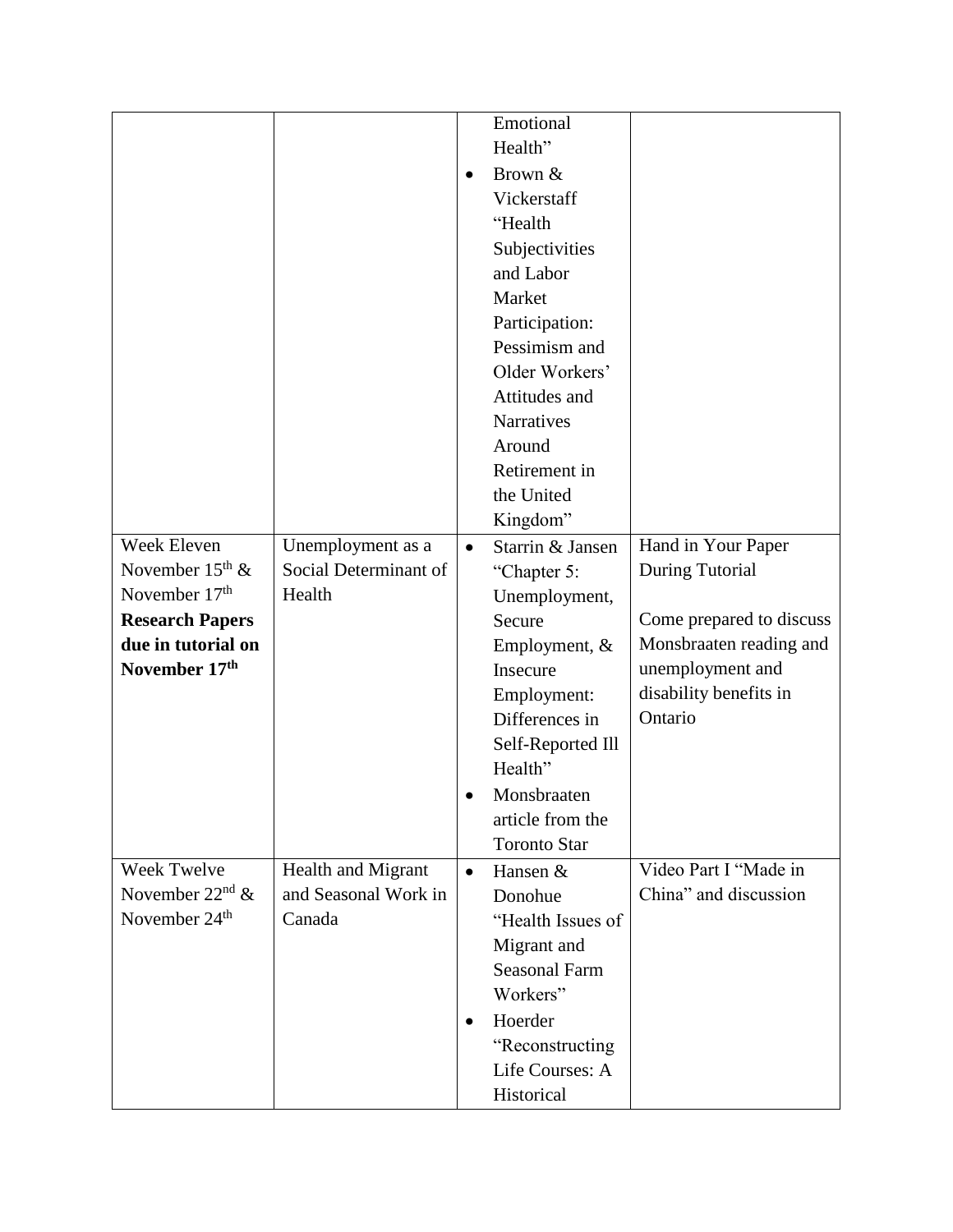| | | | |
|---|---|---|---|
| | | Emotional Health" <br>• Brown & Vickerstaff "Health Subjectivities and Labor Market Participation: Pessimism and Older Workers' Attitudes and Narratives Around Retirement in the United Kingdom" | |
| Week Eleven November 15th & November 17th **Research Papers due in tutorial on November 17th** | Unemployment as a Social Determinant of Health | • Starrin & Jansen "Chapter 5: Unemployment, Secure Employment, & Insecure Employment: Differences in Self-Reported Ill Health" <br>• Monsbraaten article from the Toronto Star | Hand in Your Paper During Tutorial <br><br>Come prepared to discuss Monsbraaten reading and unemployment and disability benefits in Ontario |
| Week Twelve November 22nd & November 24th | Health and Migrant and Seasonal Work in Canada | • Hansen & Donohue "Health Issues of Migrant and Seasonal Farm Workers" <br>• Hoerder "Reconstructing Life Courses: A Historical | Video Part I "Made in China" and discussion |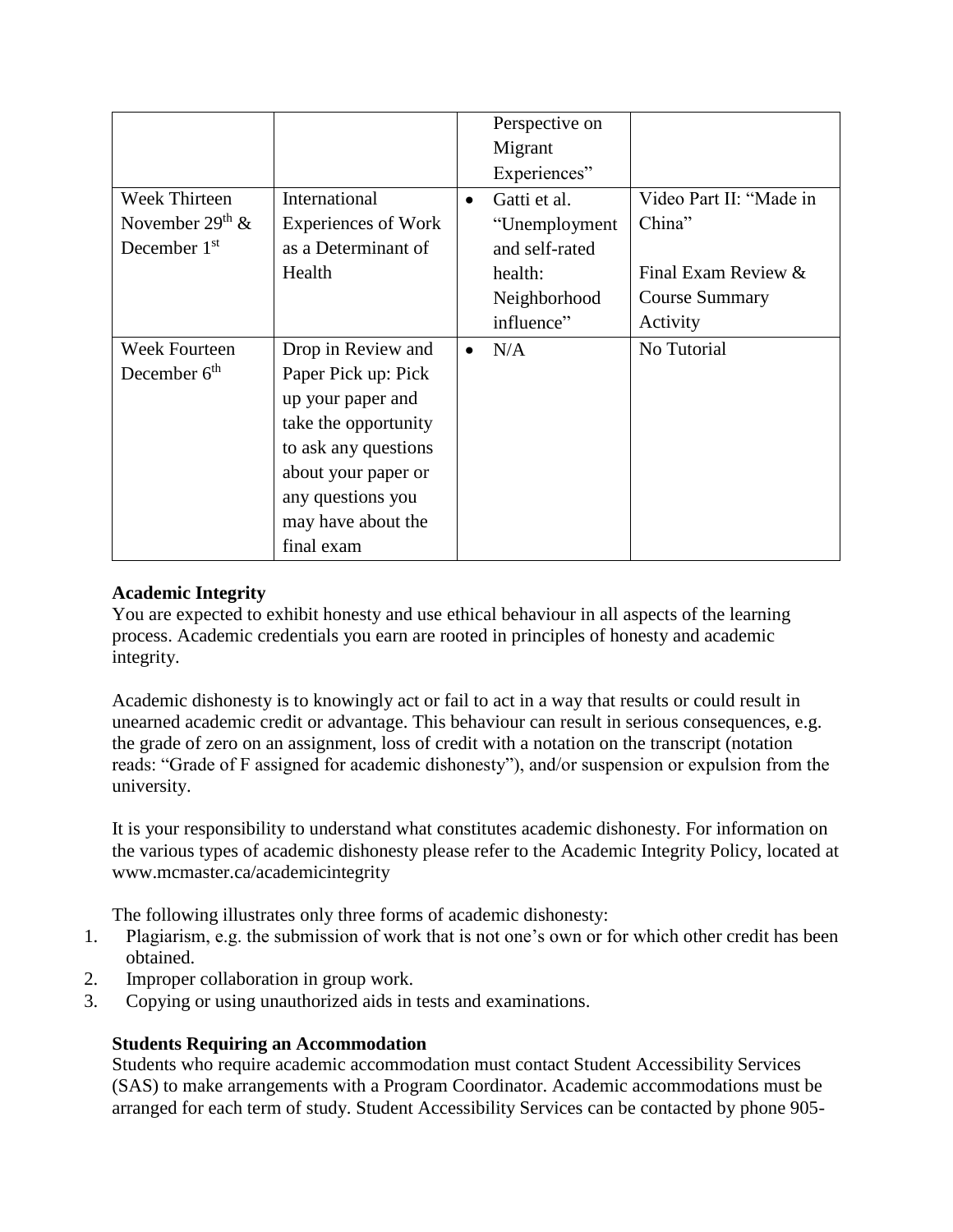| | | Perspective on Migrant Experiences” | |
|---|---|---|---|
| Week Thirteen November 29th & December 1st | International Experiences of Work as a Determinant of Health | • Gatti et al. “Unemployment and self-rated health: Neighborhood influence” | Video Part II: “Made in China”<br><br>Final Exam Review & Course Summary Activity |
| Week Fourteen December 6th | Drop in Review and Paper Pick up: Pick up your paper and take the opportunity to ask any questions about your paper or any questions you may have about the final exam | • N/A | No Tutorial |

**Academic Integrity**

You are expected to exhibit honesty and use ethical behaviour in all aspects of the learning process. Academic credentials you earn are rooted in principles of honesty and academic integrity.

Academic dishonesty is to knowingly act or fail to act in a way that results or could result in unearned academic credit or advantage. This behaviour can result in serious consequences, e.g. the grade of zero on an assignment, loss of credit with a notation on the transcript (notation reads: “Grade of F assigned for academic dishonesty”), and/or suspension or expulsion from the university.

It is your responsibility to understand what constitutes academic dishonesty. For information on the various types of academic dishonesty please refer to the Academic Integrity Policy, located at www.mcmaster.ca/academicintegrity

The following illustrates only three forms of academic dishonesty:

1. Plagiarism, e.g. the submission of work that is not one’s own or for which other credit has been obtained.
2. Improper collaboration in group work.
3. Copying or using unauthorized aids in tests and examinations.

**Students Requiring an Accommodation**

Students who require academic accommodation must contact Student Accessibility Services (SAS) to make arrangements with a Program Coordinator. Academic accommodations must be arranged for each term of study. Student Accessibility Services can be contacted by phone 905-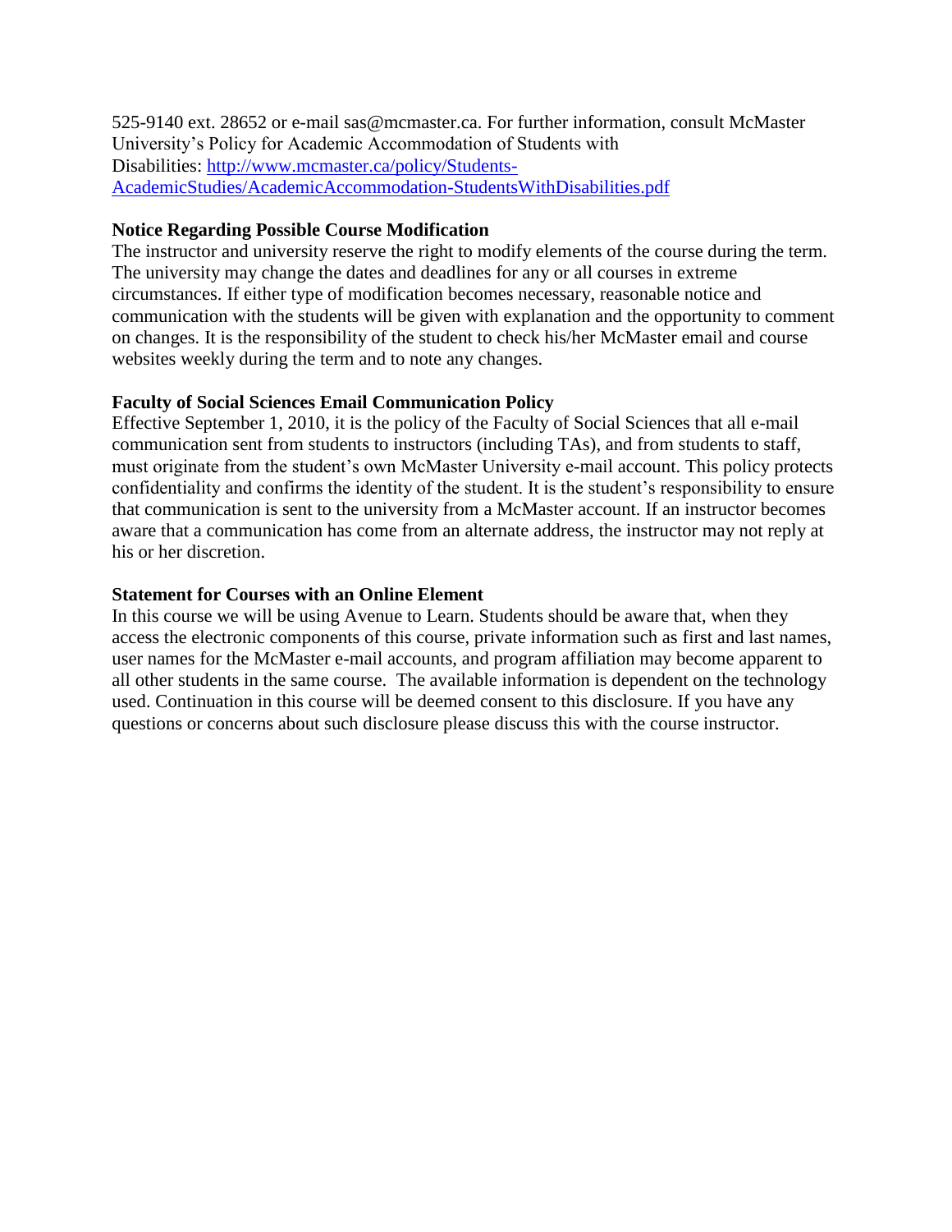525-9140 ext. 28652 or e-mail sas@mcmaster.ca. For further information, consult McMaster University's Policy for Academic Accommodation of Students with Disabilities: [http://www.mcmaster.ca/policy/Students-AcademicStudies/AcademicAccommodation-StudentsWithDisabilities.pdf](http://www.mcmaster.ca/policy/Students-AcademicStudies/AcademicAccommodation-StudentsWithDisabilities.pdf)

**Notice Regarding Possible Course Modification**

The instructor and university reserve the right to modify elements of the course during the term. The university may change the dates and deadlines for any or all courses in extreme circumstances. If either type of modification becomes necessary, reasonable notice and communication with the students will be given with explanation and the opportunity to comment on changes. It is the responsibility of the student to check his/her McMaster email and course websites weekly during the term and to note any changes.

**Faculty of Social Sciences Email Communication Policy**

Effective September 1, 2010, it is the policy of the Faculty of Social Sciences that all e-mail communication sent from students to instructors (including TAs), and from students to staff, must originate from the student's own McMaster University e-mail account. This policy protects confidentiality and confirms the identity of the student. It is the student's responsibility to ensure that communication is sent to the university from a McMaster account. If an instructor becomes aware that a communication has come from an alternate address, the instructor may not reply at his or her discretion.

**Statement for Courses with an Online Element**

In this course we will be using Avenue to Learn. Students should be aware that, when they access the electronic components of this course, private information such as first and last names, user names for the McMaster e-mail accounts, and program affiliation may become apparent to all other students in the same course. The available information is dependent on the technology used. Continuation in this course will be deemed consent to this disclosure. If you have any questions or concerns about such disclosure please discuss this with the course instructor.